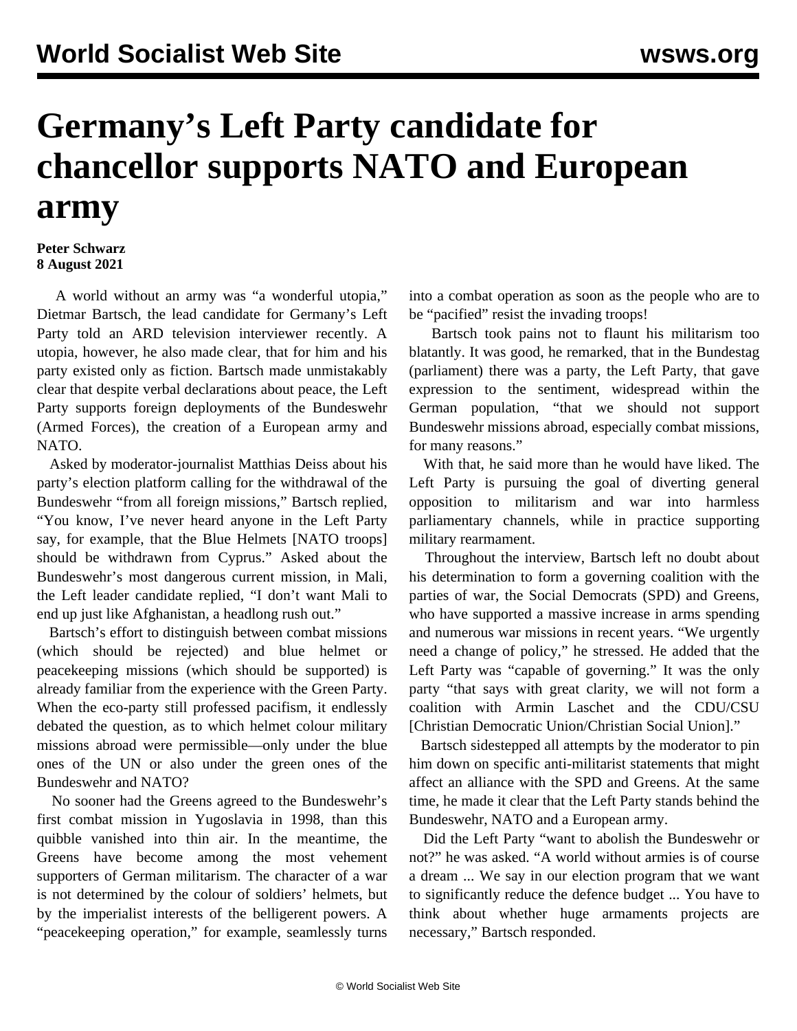# Germany’s Left Party candidate for chancellor supports NATO and European army

**Peter Schwarz**
**8 August 2021**

A world without an army was “a wonderful utopia,” Dietmar Bartsch, the lead candidate for Germany’s Left Party told an ARD television interviewer recently. A utopia, however, he also made clear, that for him and his party existed only as fiction. Bartsch made unmistakably clear that despite verbal declarations about peace, the Left Party supports foreign deployments of the Bundeswehr (Armed Forces), the creation of a European army and NATO.

Asked by moderator-journalist Matthias Deiss about his party’s election platform calling for the withdrawal of the Bundeswehr “from all foreign missions,” Bartsch replied, “You know, I’ve never heard anyone in the Left Party say, for example, that the Blue Helmets [NATO troops] should be withdrawn from Cyprus.” Asked about the Bundeswehr’s most dangerous current mission, in Mali, the Left leader candidate replied, “I don’t want Mali to end up just like Afghanistan, a headlong rush out.”

Bartsch’s effort to distinguish between combat missions (which should be rejected) and blue helmet or peacekeeping missions (which should be supported) is already familiar from the experience with the Green Party. When the eco-party still professed pacifism, it endlessly debated the question, as to which helmet colour military missions abroad were permissible—only under the blue ones of the UN or also under the green ones of the Bundeswehr and NATO?

No sooner had the Greens agreed to the Bundeswehr’s first combat mission in Yugoslavia in 1998, than this quibble vanished into thin air. In the meantime, the Greens have become among the most vehement supporters of German militarism. The character of a war is not determined by the colour of soldiers’ helmets, but by the imperialist interests of the belligerent powers. A “peacekeeping operation,” for example, seamlessly turns into a combat operation as soon as the people who are to be “pacified” resist the invading troops!

Bartsch took pains not to flaunt his militarism too blatantly. It was good, he remarked, that in the Bundestag (parliament) there was a party, the Left Party, that gave expression to the sentiment, widespread within the German population, “that we should not support Bundeswehr missions abroad, especially combat missions, for many reasons.”

With that, he said more than he would have liked. The Left Party is pursuing the goal of diverting general opposition to militarism and war into harmless parliamentary channels, while in practice supporting military rearmament.

Throughout the interview, Bartsch left no doubt about his determination to form a governing coalition with the parties of war, the Social Democrats (SPD) and Greens, who have supported a massive increase in arms spending and numerous war missions in recent years. “We urgently need a change of policy,” he stressed. He added that the Left Party was “capable of governing.” It was the only party “that says with great clarity, we will not form a coalition with Armin Laschet and the CDU/CSU [Christian Democratic Union/Christian Social Union].”

Bartsch sidestepped all attempts by the moderator to pin him down on specific anti-militarist statements that might affect an alliance with the SPD and Greens. At the same time, he made it clear that the Left Party stands behind the Bundeswehr, NATO and a European army.

Did the Left Party “want to abolish the Bundeswehr or not?” he was asked. “A world without armies is of course a dream ... We say in our election program that we want to significantly reduce the defence budget ... You have to think about whether huge armaments projects are necessary,” Bartsch responded.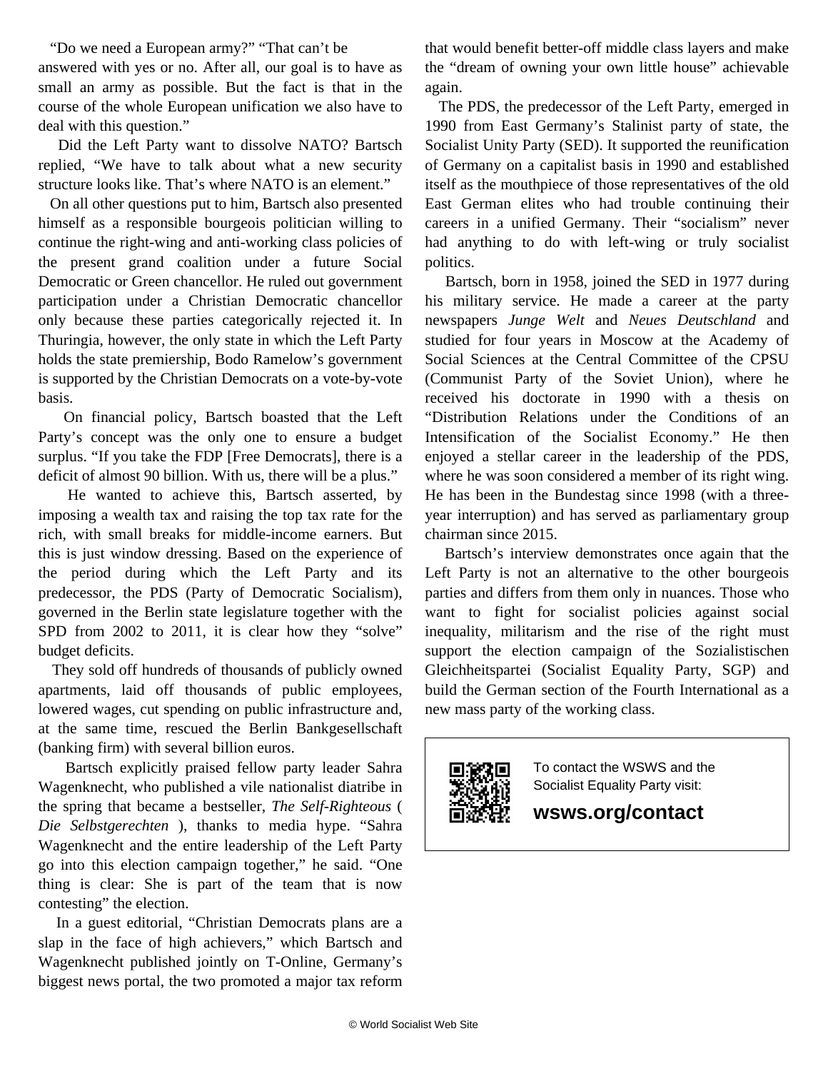"Do we need a European army?" "That can't be answered with yes or no. After all, our goal is to have as small an army as possible. But the fact is that in the course of the whole European unification we also have to deal with this question."

Did the Left Party want to dissolve NATO? Bartsch replied, "We have to talk about what a new security structure looks like. That's where NATO is an element."

On all other questions put to him, Bartsch also presented himself as a responsible bourgeois politician willing to continue the right-wing and anti-working class policies of the present grand coalition under a future Social Democratic or Green chancellor. He ruled out government participation under a Christian Democratic chancellor only because these parties categorically rejected it. In Thuringia, however, the only state in which the Left Party holds the state premiership, Bodo Ramelow's government is supported by the Christian Democrats on a vote-by-vote basis.

On financial policy, Bartsch boasted that the Left Party's concept was the only one to ensure a budget surplus. "If you take the FDP [Free Democrats], there is a deficit of almost 90 billion. With us, there will be a plus."

He wanted to achieve this, Bartsch asserted, by imposing a wealth tax and raising the top tax rate for the rich, with small breaks for middle-income earners. But this is just window dressing. Based on the experience of the period during which the Left Party and its predecessor, the PDS (Party of Democratic Socialism), governed in the Berlin state legislature together with the SPD from 2002 to 2011, it is clear how they "solve" budget deficits.

They sold off hundreds of thousands of publicly owned apartments, laid off thousands of public employees, lowered wages, cut spending on public infrastructure and, at the same time, rescued the Berlin Bankgesellschaft (banking firm) with several billion euros.

Bartsch explicitly praised fellow party leader Sahra Wagenknecht, who published a vile nationalist diatribe in the spring that became a bestseller, *The Self-Righteous* ( *Die Selbstgerechten* ), thanks to media hype. "Sahra Wagenknecht and the entire leadership of the Left Party go into this election campaign together," he said. "One thing is clear: She is part of the team that is now contesting" the election.

In a guest editorial, "Christian Democrats plans are a slap in the face of high achievers," which Bartsch and Wagenknecht published jointly on T-Online, Germany's biggest news portal, the two promoted a major tax reform that would benefit better-off middle class layers and make the "dream of owning your own little house" achievable again.

The PDS, the predecessor of the Left Party, emerged in 1990 from East Germany's Stalinist party of state, the Socialist Unity Party (SED). It supported the reunification of Germany on a capitalist basis in 1990 and established itself as the mouthpiece of those representatives of the old East German elites who had trouble continuing their careers in a unified Germany. Their "socialism" never had anything to do with left-wing or truly socialist politics.

Bartsch, born in 1958, joined the SED in 1977 during his military service. He made a career at the party newspapers *Junge Welt* and *Neues Deutschland* and studied for four years in Moscow at the Academy of Social Sciences at the Central Committee of the CPSU (Communist Party of the Soviet Union), where he received his doctorate in 1990 with a thesis on "Distribution Relations under the Conditions of an Intensification of the Socialist Economy." He then enjoyed a stellar career in the leadership of the PDS, where he was soon considered a member of its right wing. He has been in the Bundestag since 1998 (with a three-year interruption) and has served as parliamentary group chairman since 2015.

Bartsch's interview demonstrates once again that the Left Party is not an alternative to the other bourgeois parties and differs from them only in nuances. Those who want to fight for socialist policies against social inequality, militarism and the rise of the right must support the election campaign of the Sozialistischen Gleichheitspartei (Socialist Equality Party, SGP) and build the German section of the Fourth International as a new mass party of the working class.

To contact the WSWS and the Socialist Equality Party visit:

**wsws.org/contact**